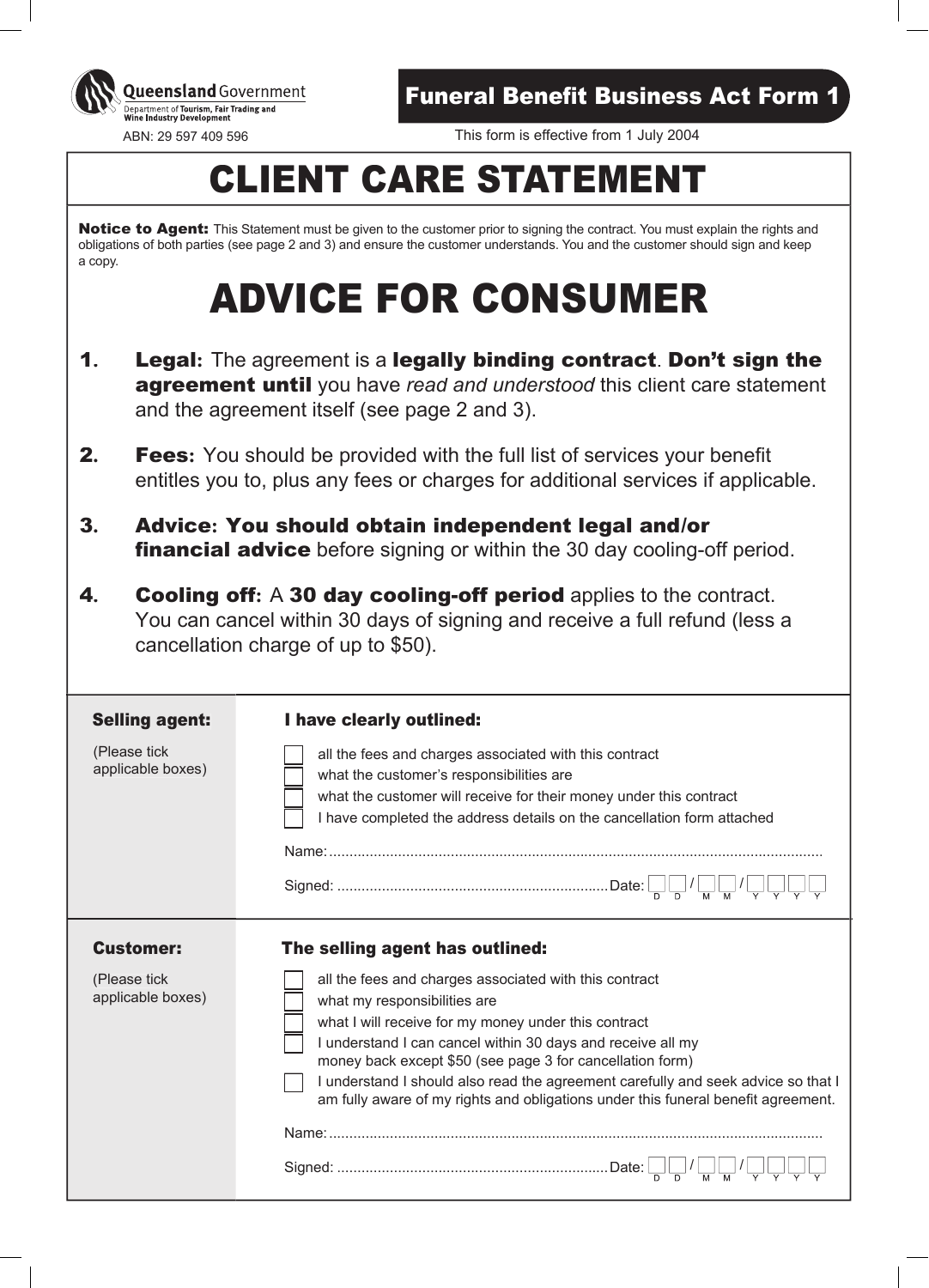Queensland Government
Department of Tourism, Fair Trading and Wine Industry Development

ABN: 29 597 409 596

**Funeral Benefit Business Act Form 1**

This form is effective from 1 July 2004

# CLIENT CARE STATEMENT

**Notice to Agent:** This Statement must be given to the customer prior to signing the contract. You must explain the rights and obligations of both parties (see page 2 and 3) and ensure the customer understands. You and the customer should sign and keep a copy.

# ADVICE FOR CONSUMER

1. **Legal:** The agreement is a **legally binding contract**. **Don't sign the agreement until** you have *read and understood* this client care statement and the agreement itself (see page 2 and 3).

2. **Fees:** You should be provided with the full list of services your benefit entitles you to, plus any fees or charges for additional services if applicable.

3. **Advice: You should obtain independent legal and/or financial advice** before signing or within the 30 day cooling-off period.

4. **Cooling off:** A **30 day cooling-off period** applies to the contract. You can cancel within 30 days of signing and receive a full refund (less a cancellation charge of up to $50).

---

**Selling agent:**

(Please tick applicable boxes)

**I have clearly outlined:**

- [ ] all the fees and charges associated with this contract
- [ ] what the customer's responsibilities are
- [ ] what the customer will receive for their money under this contract
- [ ] I have completed the address details on the cancellation form attached

Name: ..........................................................................................................................

Signed: .................................................................. Date: ☐☐ / ☐☐ / ☐☐☐☐ (D D / M M / Y Y Y Y)

---

**Customer:**

(Please tick applicable boxes)

**The selling agent has outlined:**

- [ ] all the fees and charges associated with this contract
- [ ] what my responsibilities are
- [ ] what I will receive for my money under this contract
- [ ] I understand I can cancel within 30 days and receive all my money back except $50 (see page 3 for cancellation form)
- [ ] I understand I should also read the agreement carefully and seek advice so that I am fully aware of my rights and obligations under this funeral benefit agreement.

Name: ..........................................................................................................................

Signed: .................................................................. Date: ☐☐ / ☐☐ / ☐☐☐☐ (D D / M M / Y Y Y Y)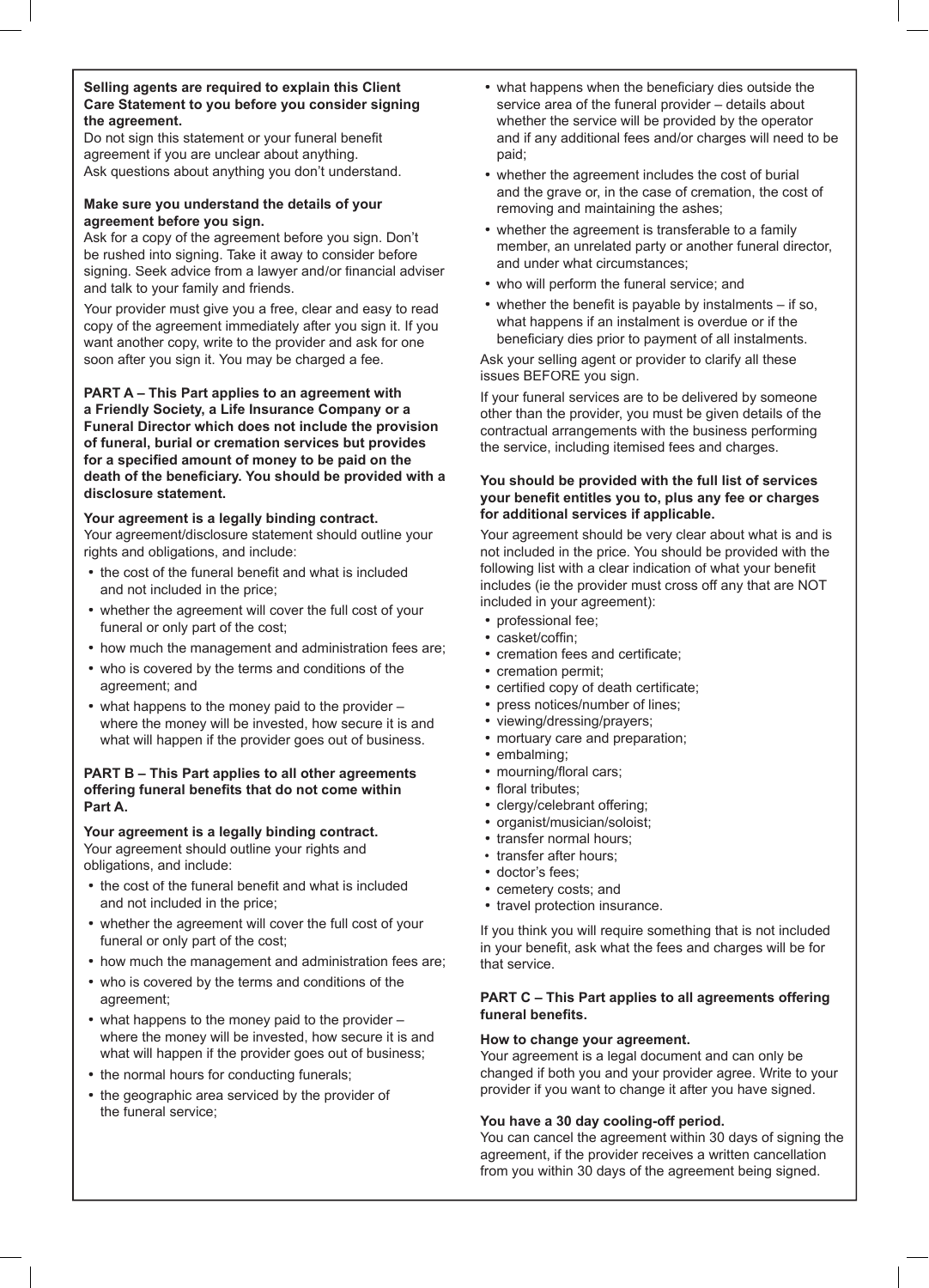**Selling agents are required to explain this Client Care Statement to you before you consider signing the agreement.**

Do not sign this statement or your funeral benefit agreement if you are unclear about anything.
Ask questions about anything you don't understand.

**Make sure you understand the details of your agreement before you sign.**

Ask for a copy of the agreement before you sign. Don't be rushed into signing. Take it away to consider before signing. Seek advice from a lawyer and/or financial adviser and talk to your family and friends.

Your provider must give you a free, clear and easy to read copy of the agreement immediately after you sign it. If you want another copy, write to the provider and ask for one soon after you sign it. You may be charged a fee.

**PART A – This Part applies to an agreement with a Friendly Society, a Life Insurance Company or a Funeral Director which does not include the provision of funeral, burial or cremation services but provides for a specified amount of money to be paid on the death of the beneficiary. You should be provided with a disclosure statement.**

**Your agreement is a legally binding contract.**

Your agreement/disclosure statement should outline your rights and obligations, and include:

- the cost of the funeral benefit and what is included and not included in the price;
- whether the agreement will cover the full cost of your funeral or only part of the cost;
- how much the management and administration fees are;
- who is covered by the terms and conditions of the agreement; and
- what happens to the money paid to the provider – where the money will be invested, how secure it is and what will happen if the provider goes out of business.

**PART B – This Part applies to all other agreements offering funeral benefits that do not come within Part A.**

**Your agreement is a legally binding contract.**

Your agreement should outline your rights and obligations, and include:

- the cost of the funeral benefit and what is included and not included in the price;
- whether the agreement will cover the full cost of your funeral or only part of the cost;
- how much the management and administration fees are;
- who is covered by the terms and conditions of the agreement;
- what happens to the money paid to the provider – where the money will be invested, how secure it is and what will happen if the provider goes out of business;
- the normal hours for conducting funerals;
- the geographic area serviced by the provider of the funeral service;
- what happens when the beneficiary dies outside the service area of the funeral provider – details about whether the service will be provided by the operator and if any additional fees and/or charges will need to be paid;
- whether the agreement includes the cost of burial and the grave or, in the case of cremation, the cost of removing and maintaining the ashes;
- whether the agreement is transferable to a family member, an unrelated party or another funeral director, and under what circumstances;
- who will perform the funeral service; and
- whether the benefit is payable by instalments – if so, what happens if an instalment is overdue or if the beneficiary dies prior to payment of all instalments.

Ask your selling agent or provider to clarify all these issues BEFORE you sign.

If your funeral services are to be delivered by someone other than the provider, you must be given details of the contractual arrangements with the business performing the service, including itemised fees and charges.

**You should be provided with the full list of services your benefit entitles you to, plus any fee or charges for additional services if applicable.**

Your agreement should be very clear about what is and is not included in the price. You should be provided with the following list with a clear indication of what your benefit includes (ie the provider must cross off any that are NOT included in your agreement):

- professional fee;
- casket/coffin;
- cremation fees and certificate;
- cremation permit;
- certified copy of death certificate;
- press notices/number of lines;
- viewing/dressing/prayers;
- mortuary care and preparation;
- embalming;
- mourning/floral cars;
- floral tributes;
- clergy/celebrant offering;
- organist/musician/soloist;
- transfer normal hours;
- transfer after hours;
- doctor's fees;
- cemetery costs; and
- travel protection insurance.

If you think you will require something that is not included in your benefit, ask what the fees and charges will be for that service.

**PART C – This Part applies to all agreements offering funeral benefits.**

**How to change your agreement.**

Your agreement is a legal document and can only be changed if both you and your provider agree. Write to your provider if you want to change it after you have signed.

**You have a 30 day cooling-off period.**

You can cancel the agreement within 30 days of signing the agreement, if the provider receives a written cancellation from you within 30 days of the agreement being signed.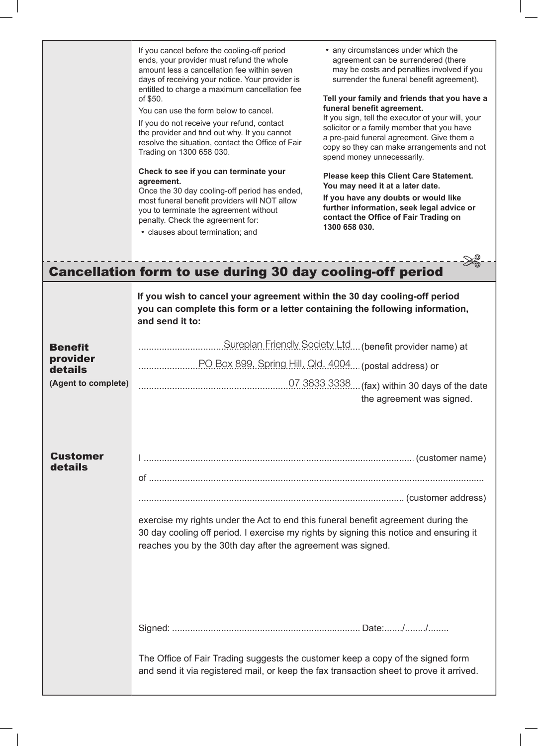If you cancel before the cooling-off period ends, your provider must refund the whole amount less a cancellation fee within seven days of receiving your notice. Your provider is entitled to charge a maximum cancellation fee of $50.

You can use the form below to cancel.

If you do not receive your refund, contact the provider and find out why. If you cannot resolve the situation, contact the Office of Fair Trading on 1300 658 030.

**Check to see if you can terminate your agreement.**
Once the 30 day cooling-off period has ended, most funeral benefit providers will NOT allow you to terminate the agreement without penalty. Check the agreement for:

- clauses about termination; and
- any circumstances under which the agreement can be surrendered (there may be costs and penalties involved if you surrender the funeral benefit agreement).

**Tell your family and friends that you have a funeral benefit agreement.**
If you sign, tell the executor of your will, your solicitor or a family member that you have a pre-paid funeral agreement. Give them a copy so they can make arrangements and not spend money unnecessarily.

**Please keep this Client Care Statement. You may need it at a later date.**

**If you have any doubts or would like further information, seek legal advice or contact the Office of Fair Trading on 1300 658 030.**

## Cancellation form to use during 30 day cooling-off period

**If you wish to cancel your agreement within the 30 day cooling-off period you can complete this form or a letter containing the following information, and send it to:**

**Benefit provider details**
**(Agent to complete)**

........ Sureplan Friendly Society Ltd ........ (benefit provider name) at

........ PO Box 899, Spring Hill, Qld. 4004 ........ (postal address) or

........ 07 3833 3338 ........ (fax) within 30 days of the date the agreement was signed.

**Customer details**

I .................................................................... (customer name)

of ....................................................................

.................................................................... (customer address)

exercise my rights under the Act to end this funeral benefit agreement during the 30 day cooling off period. I exercise my rights by signing this notice and ensuring it reaches you by the 30th day after the agreement was signed.

Signed: .................................................... Date:......./......../........

The Office of Fair Trading suggests the customer keep a copy of the signed form and send it via registered mail, or keep the fax transaction sheet to prove it arrived.